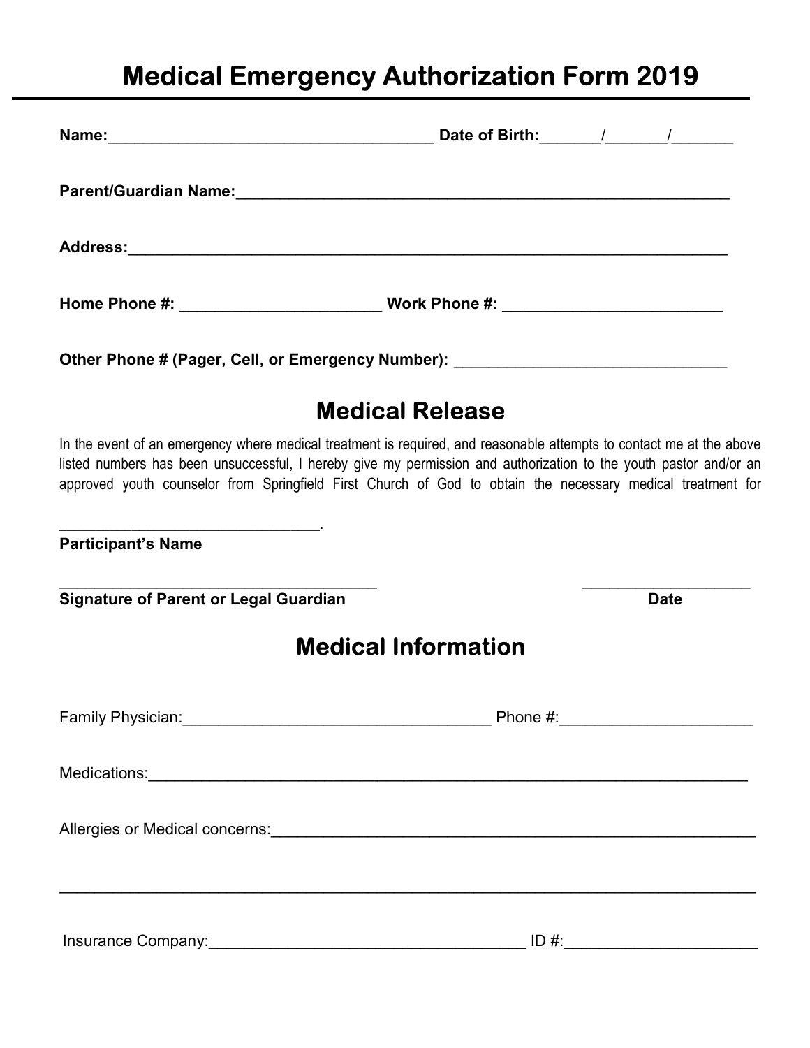# Medical Emergency Authorization Form 2019

**Name:**_____________________________________ **Date of Birth:**_______/_______/_______

**Parent/Guardian Name:**___________________________________________________________

**Address:**_______________________________________________________________________

**Home Phone #:** _______________________ **Work Phone #:** _________________________

**Other Phone # (Pager, Cell, or Emergency Number):** _______________________________

## Medical Release

In the event of an emergency where medical treatment is required, and reasonable attempts to contact me at the above listed numbers has been unsuccessful, I hereby give my permission and authorization to the youth pastor and/or an approved youth counselor from Springfield First Church of God to obtain the necessary medical treatment for

______________________________.
**Participant's Name**

_____________________________________ ____________________
**Signature of Parent or Legal Guardian** **Date**

## Medical Information

Family Physician:___________________________________ Phone #:______________________

Medications:______________________________________________________________________

Allergies or Medical concerns:_________________________________________________________

__________________________________________________________________________________

Insurance Company:____________________________________ ID #:_____________________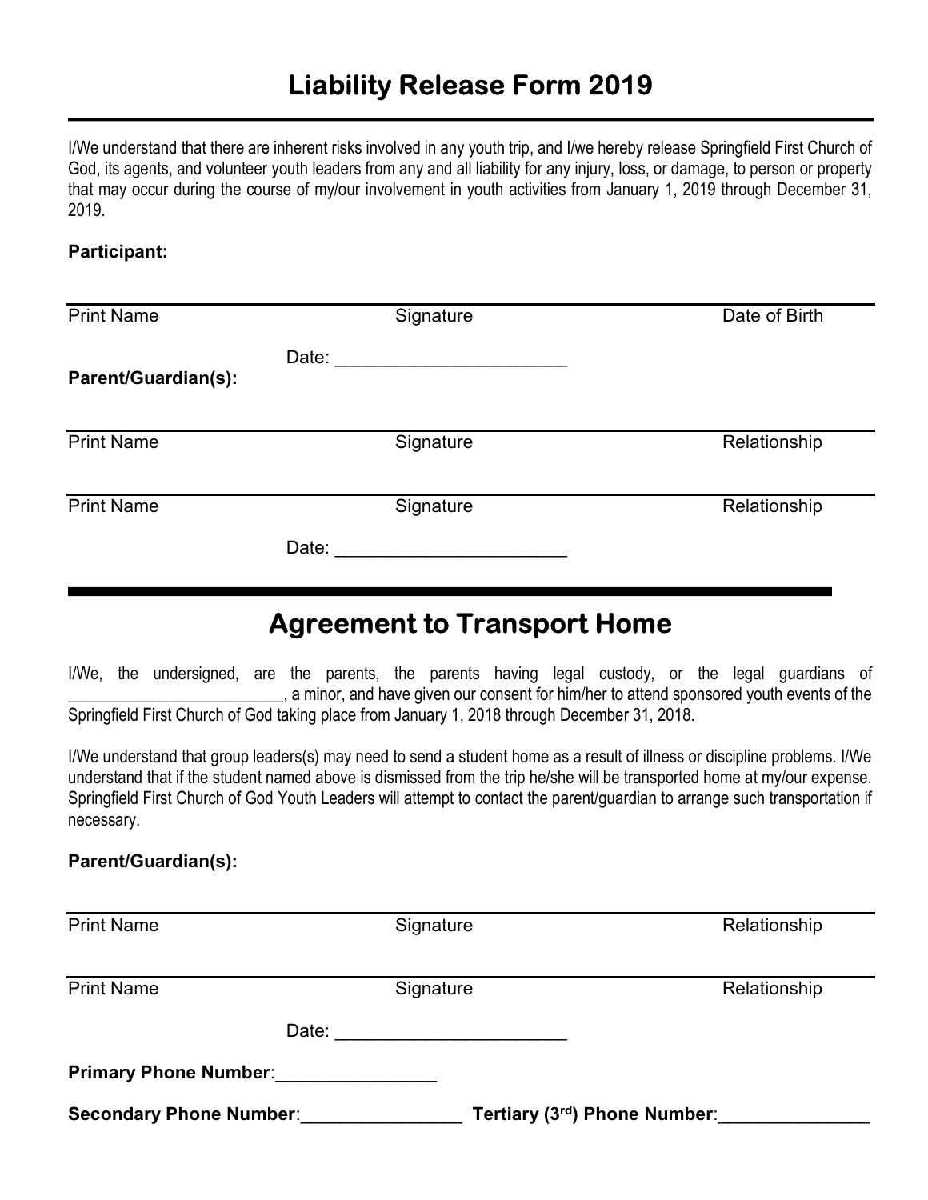# Liability Release Form 2019

---

I/We understand that there are inherent risks involved in any youth trip, and I/we hereby release Springfield First Church of God, its agents, and volunteer youth leaders from any and all liability for any injury, loss, or damage, to person or property that may occur during the course of my/our involvement in youth activities from January 1, 2019 through December 31, 2019.

**Participant:**

| Print Name | Signature | Date of Birth |
|---|---|---|

Date: ______________________

**Parent/Guardian(s):**

| Print Name | Signature | Relationship |
|---|---|---|

| Print Name | Signature | Relationship |
|---|---|---|

Date: ______________________

---

# Agreement to Transport Home

I/We, the undersigned, are the parents, the parents having legal custody, or the legal guardians of ________________________, a minor, and have given our consent for him/her to attend sponsored youth events of the Springfield First Church of God taking place from January 1, 2018 through December 31, 2018.

I/We understand that group leaders(s) may need to send a student home as a result of illness or discipline problems. I/We understand that if the student named above is dismissed from the trip he/she will be transported home at my/our expense. Springfield First Church of God Youth Leaders will attempt to contact the parent/guardian to arrange such transportation if necessary.

**Parent/Guardian(s):**

| Print Name | Signature | Relationship |
|---|---|---|

| Print Name | Signature | Relationship |
|---|---|---|

Date: ______________________

**Primary Phone Number**:________________

**Secondary Phone Number**:________________ **Tertiary (3rd) Phone Number**:_______________